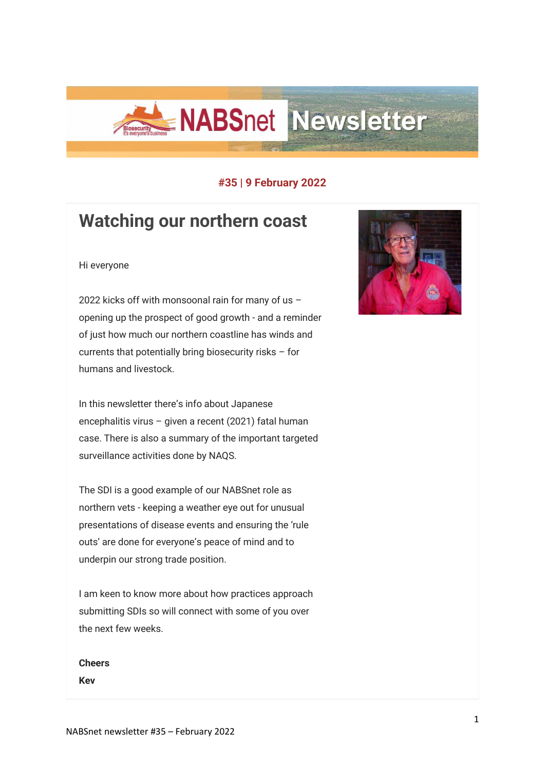# NABSnet Newsletter

**#35 | 9 February 2022**

## Watching our northern coast

Hi everyone

2022 kicks off with monsoonal rain for many of us – opening up the prospect of good growth - and a reminder of just how much our northern coastline has winds and currents that potentially bring biosecurity risks – for humans and livestock.

In this newsletter there's info about Japanese encephalitis virus – given a recent (2021) fatal human case. There is also a summary of the important targeted surveillance activities done by NAQS.

The SDI is a good example of our NABSnet role as northern vets - keeping a weather eye out for unusual presentations of disease events and ensuring the 'rule outs' are done for everyone's peace of mind and to underpin our strong trade position.

I am keen to know more about how practices approach submitting SDIs so will connect with some of you over the next few weeks.

**Cheers**

**Kev**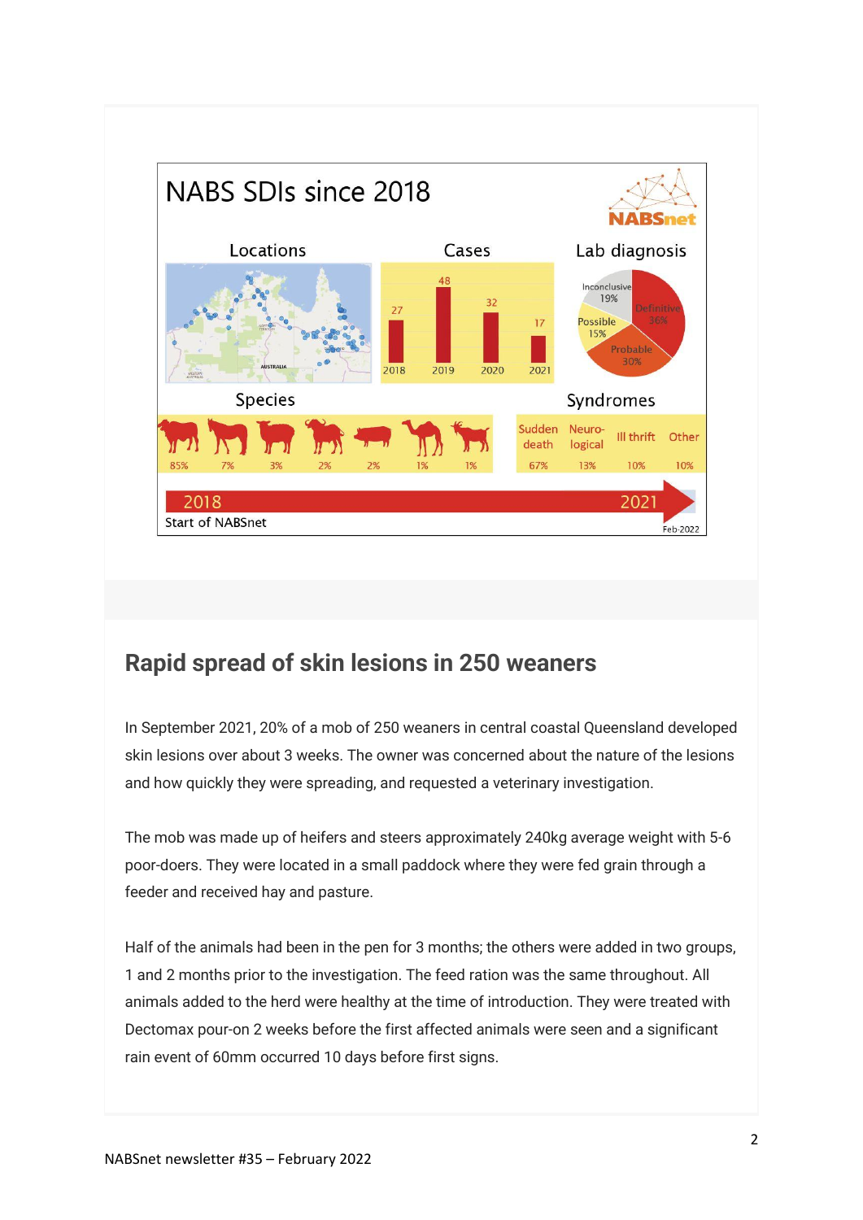NABS SDIs since 2018

NABSnet

Locations

Cases

Lab diagnosis

| 2018 | 2019 | 2020 | 2021 |
|---|---|---|---|
| 27 | 48 | 32 | 17 |

Inconclusive 19%, Definitive 36%, Possible 15%, Probable 30%

Species

85% | 7% | 3% | 2% | 2% | 1% | 1%

Syndromes

| Sudden death | Neuro-logical | Ill thrift | Other |
|---|---|---|---|
| 67% | 13% | 10% | 10% |

2018 Start of NABSnet — 2021

Feb-2022

## Rapid spread of skin lesions in 250 weaners

In September 2021, 20% of a mob of 250 weaners in central coastal Queensland developed skin lesions over about 3 weeks. The owner was concerned about the nature of the lesions and how quickly they were spreading, and requested a veterinary investigation.

The mob was made up of heifers and steers approximately 240kg average weight with 5-6 poor-doers. They were located in a small paddock where they were fed grain through a feeder and received hay and pasture.

Half of the animals had been in the pen for 3 months; the others were added in two groups, 1 and 2 months prior to the investigation. The feed ration was the same throughout. All animals added to the herd were healthy at the time of introduction. They were treated with Dectomax pour-on 2 weeks before the first affected animals were seen and a significant rain event of 60mm occurred 10 days before first signs.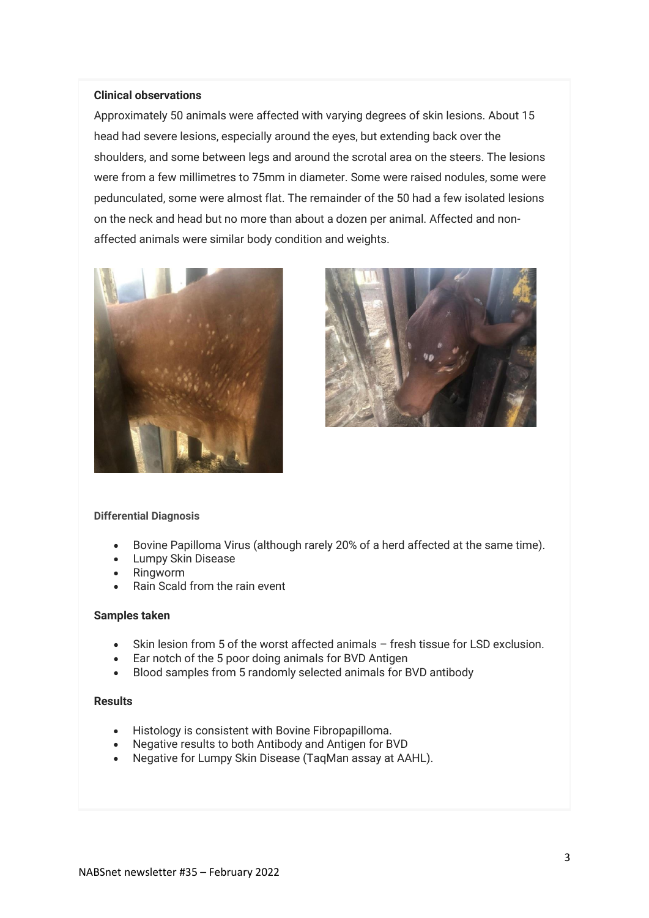**Clinical observations**

Approximately 50 animals were affected with varying degrees of skin lesions. About 15 head had severe lesions, especially around the eyes, but extending back over the shoulders, and some between legs and around the scrotal area on the steers. The lesions were from a few millimetres to 75mm in diameter. Some were raised nodules, some were pedunculated, some were almost flat. The remainder of the 50 had a few isolated lesions on the neck and head but no more than about a dozen per animal. Affected and non-affected animals were similar body condition and weights.

**Differential Diagnosis**

- Bovine Papilloma Virus (although rarely 20% of a herd affected at the same time).
- Lumpy Skin Disease
- Ringworm
- Rain Scald from the rain event

**Samples taken**

- Skin lesion from 5 of the worst affected animals – fresh tissue for LSD exclusion.
- Ear notch of the 5 poor doing animals for BVD Antigen
- Blood samples from 5 randomly selected animals for BVD antibody

**Results**

- Histology is consistent with Bovine Fibropapilloma.
- Negative results to both Antibody and Antigen for BVD
- Negative for Lumpy Skin Disease (TaqMan assay at AAHL).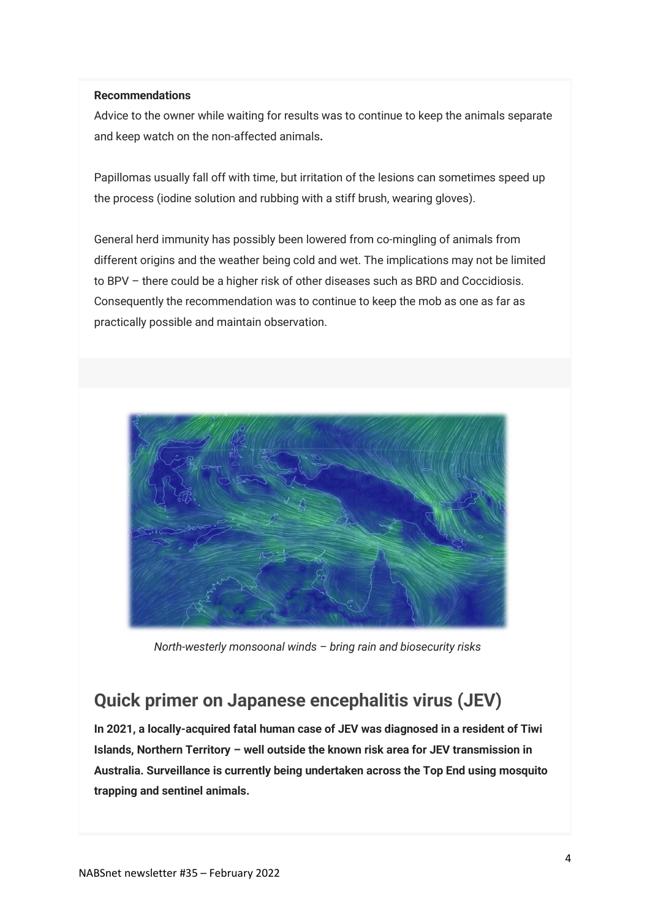**Recommendations**

Advice to the owner while waiting for results was to continue to keep the animals separate and keep watch on the non-affected animals**.**

Papillomas usually fall off with time, but irritation of the lesions can sometimes speed up the process (iodine solution and rubbing with a stiff brush, wearing gloves).

General herd immunity has possibly been lowered from co-mingling of animals from different origins and the weather being cold and wet. The implications may not be limited to BPV – there could be a higher risk of other diseases such as BRD and Coccidiosis. Consequently the recommendation was to continue to keep the mob as one as far as practically possible and maintain observation.

*North-westerly monsoonal winds – bring rain and biosecurity risks*

## Quick primer on Japanese encephalitis virus (JEV)

**In 2021, a locally-acquired fatal human case of JEV was diagnosed in a resident of Tiwi Islands, Northern Territory – well outside the known risk area for JEV transmission in Australia. Surveillance is currently being undertaken across the Top End using mosquito trapping and sentinel animals.**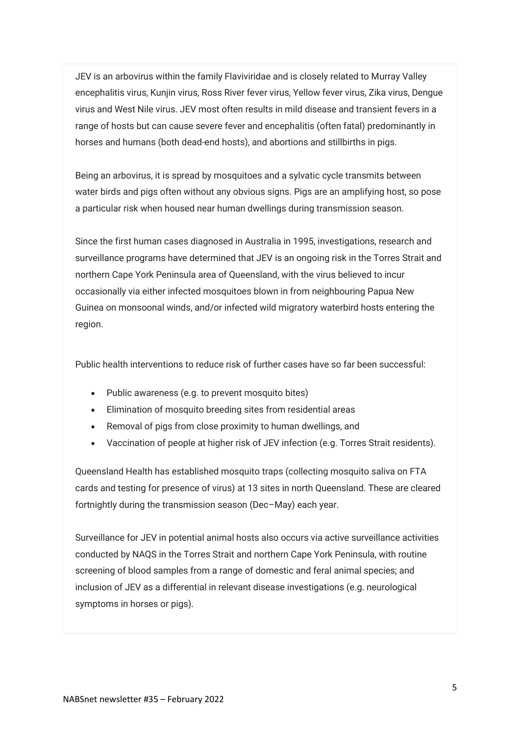JEV is an arbovirus within the family Flaviviridae and is closely related to Murray Valley encephalitis virus, Kunjin virus, Ross River fever virus, Yellow fever virus, Zika virus, Dengue virus and West Nile virus. JEV most often results in mild disease and transient fevers in a range of hosts but can cause severe fever and encephalitis (often fatal) predominantly in horses and humans (both dead-end hosts), and abortions and stillbirths in pigs.

Being an arbovirus, it is spread by mosquitoes and a sylvatic cycle transmits between water birds and pigs often without any obvious signs. Pigs are an amplifying host, so pose a particular risk when housed near human dwellings during transmission season.

Since the first human cases diagnosed in Australia in 1995, investigations, research and surveillance programs have determined that JEV is an ongoing risk in the Torres Strait and northern Cape York Peninsula area of Queensland, with the virus believed to incur occasionally via either infected mosquitoes blown in from neighbouring Papua New Guinea on monsoonal winds, and/or infected wild migratory waterbird hosts entering the region.

Public health interventions to reduce risk of further cases have so far been successful:

- Public awareness (e.g. to prevent mosquito bites)
- Elimination of mosquito breeding sites from residential areas
- Removal of pigs from close proximity to human dwellings, and
- Vaccination of people at higher risk of JEV infection (e.g. Torres Strait residents).

Queensland Health has established mosquito traps (collecting mosquito saliva on FTA cards and testing for presence of virus) at 13 sites in north Queensland. These are cleared fortnightly during the transmission season (Dec–May) each year.

Surveillance for JEV in potential animal hosts also occurs via active surveillance activities conducted by NAQS in the Torres Strait and northern Cape York Peninsula, with routine screening of blood samples from a range of domestic and feral animal species; and inclusion of JEV as a differential in relevant disease investigations (e.g. neurological symptoms in horses or pigs).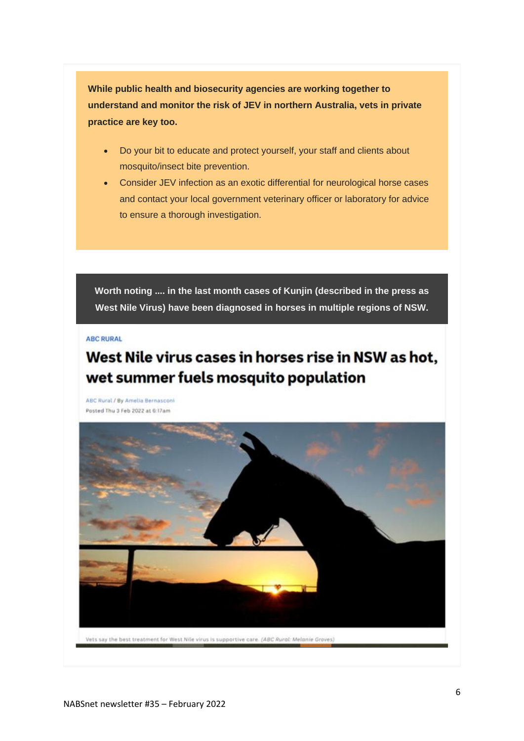**While public health and biosecurity agencies are working together to understand and monitor the risk of JEV in northern Australia, vets in private practice are key too.**

- Do your bit to educate and protect yourself, your staff and clients about mosquito/insect bite prevention.
- Consider JEV infection as an exotic differential for neurological horse cases and contact your local government veterinary officer or laboratory for advice to ensure a thorough investigation.

**Worth noting .... in the last month cases of Kunjin (described in the press as West Nile Virus) have been diagnosed in horses in multiple regions of NSW.**

ABC RURAL

# West Nile virus cases in horses rise in NSW as hot, wet summer fuels mosquito population

ABC Rural / By Amelia Bernasconi
Posted Thu 3 Feb 2022 at 6:17am

Vets say the best treatment for West Nile virus is supportive care. *(ABC Rural: Melanie Groves)*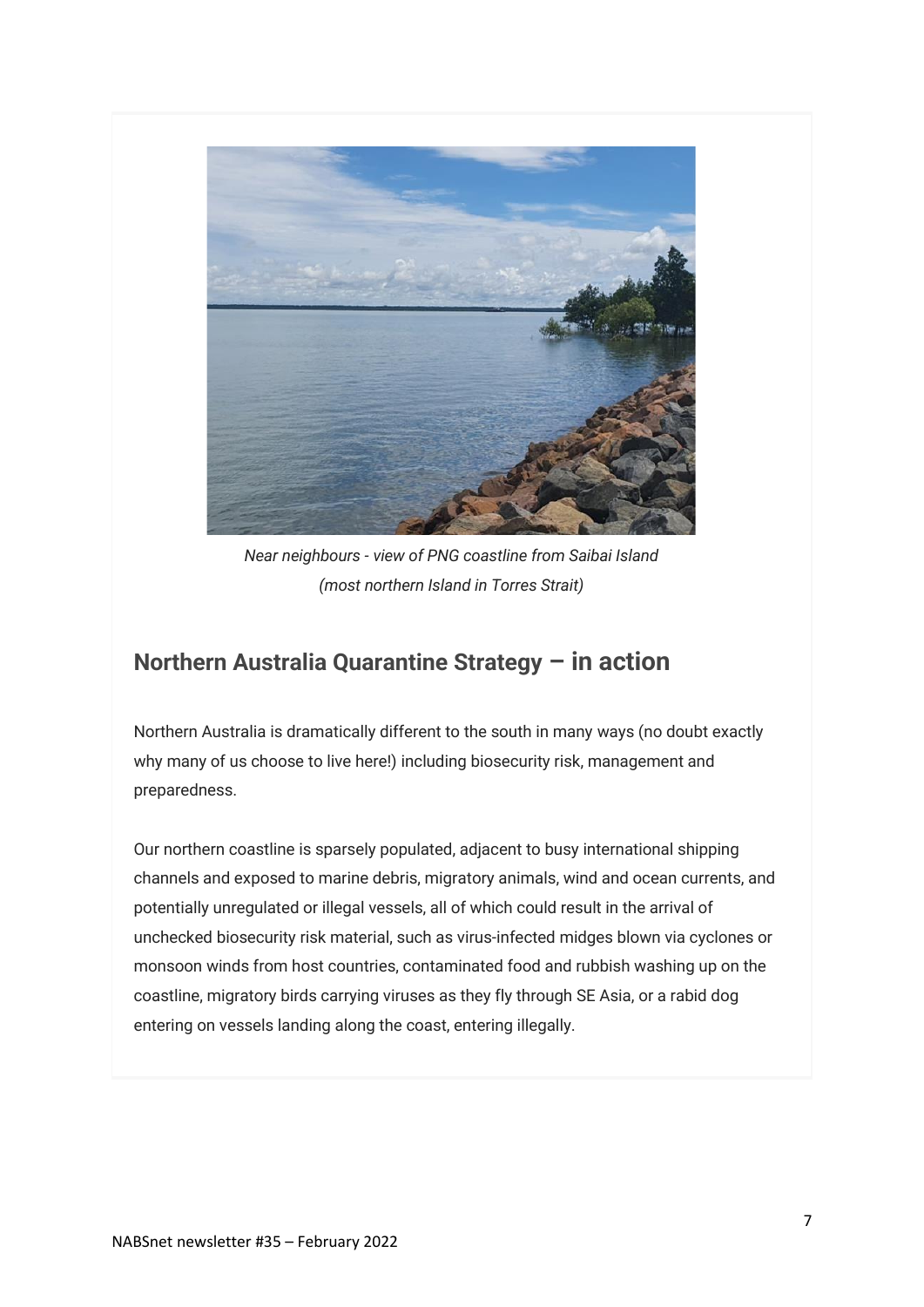*Near neighbours - view of PNG coastline from Saibai Island (most northern Island in Torres Strait)*

## Northern Australia Quarantine Strategy – in action

Northern Australia is dramatically different to the south in many ways (no doubt exactly why many of us choose to live here!) including biosecurity risk, management and preparedness.

Our northern coastline is sparsely populated, adjacent to busy international shipping channels and exposed to marine debris, migratory animals, wind and ocean currents, and potentially unregulated or illegal vessels, all of which could result in the arrival of unchecked biosecurity risk material, such as virus-infected midges blown via cyclones or monsoon winds from host countries, contaminated food and rubbish washing up on the coastline, migratory birds carrying viruses as they fly through SE Asia, or a rabid dog entering on vessels landing along the coast, entering illegally.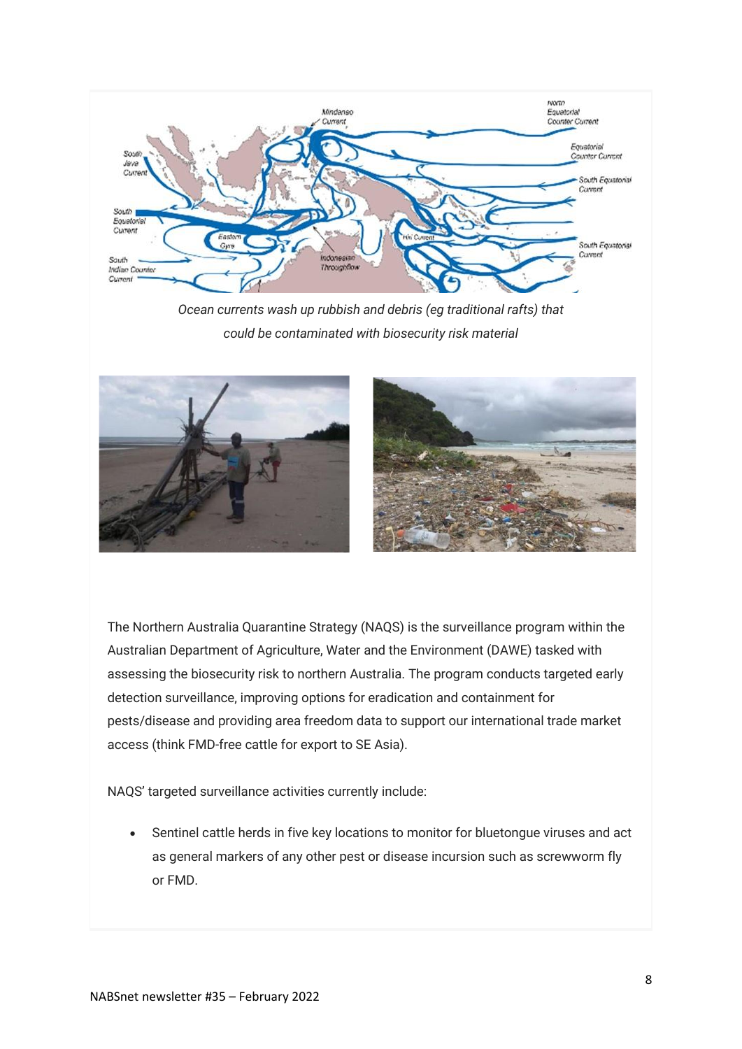*Ocean currents wash up rubbish and debris (eg traditional rafts) that could be contaminated with biosecurity risk material*

The Northern Australia Quarantine Strategy (NAQS) is the surveillance program within the Australian Department of Agriculture, Water and the Environment (DAWE) tasked with assessing the biosecurity risk to northern Australia. The program conducts targeted early detection surveillance, improving options for eradication and containment for pests/disease and providing area freedom data to support our international trade market access (think FMD-free cattle for export to SE Asia).

NAQS' targeted surveillance activities currently include:

- Sentinel cattle herds in five key locations to monitor for bluetongue viruses and act as general markers of any other pest or disease incursion such as screwworm fly or FMD.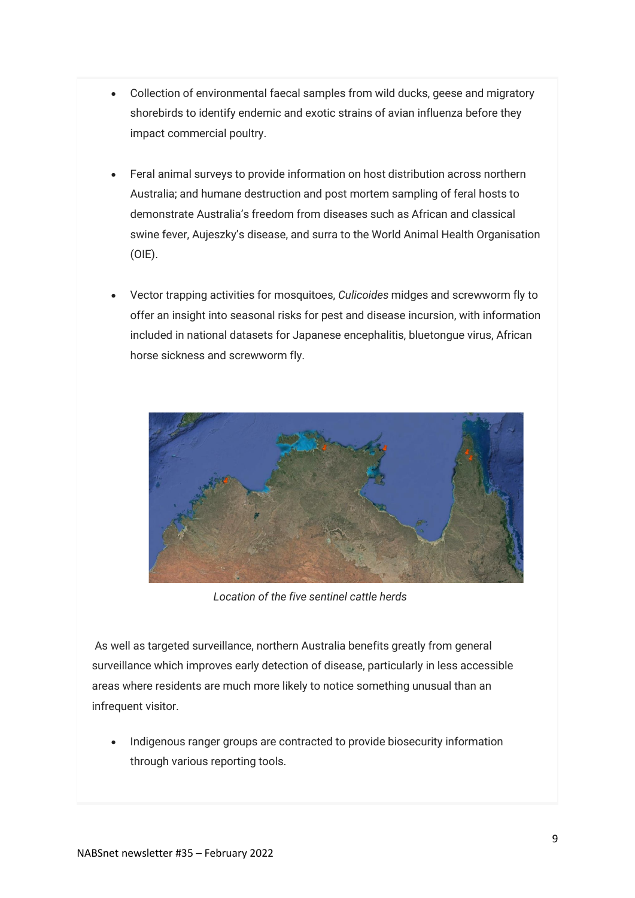- Collection of environmental faecal samples from wild ducks, geese and migratory shorebirds to identify endemic and exotic strains of avian influenza before they impact commercial poultry.

- Feral animal surveys to provide information on host distribution across northern Australia; and humane destruction and post mortem sampling of feral hosts to demonstrate Australia's freedom from diseases such as African and classical swine fever, Aujeszky's disease, and surra to the World Animal Health Organisation (OIE).

- Vector trapping activities for mosquitoes, *Culicoides* midges and screwworm fly to offer an insight into seasonal risks for pest and disease incursion, with information included in national datasets for Japanese encephalitis, bluetongue virus, African horse sickness and screwworm fly.

*Location of the five sentinel cattle herds*

As well as targeted surveillance, northern Australia benefits greatly from general surveillance which improves early detection of disease, particularly in less accessible areas where residents are much more likely to notice something unusual than an infrequent visitor.

- Indigenous ranger groups are contracted to provide biosecurity information through various reporting tools.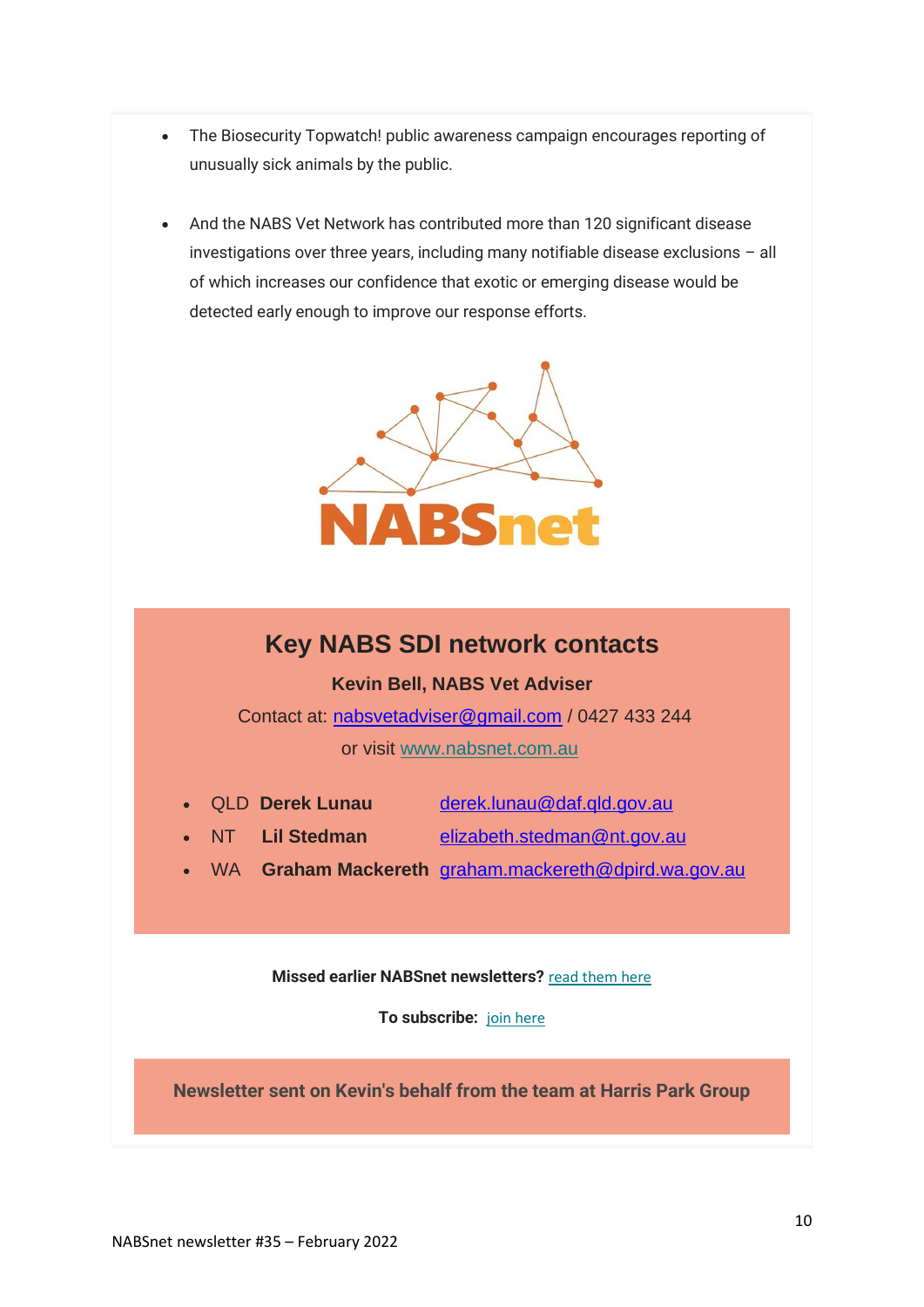- The Biosecurity Topwatch! public awareness campaign encourages reporting of unusually sick animals by the public.

- And the NABS Vet Network has contributed more than 120 significant disease investigations over three years, including many notifiable disease exclusions – all of which increases our confidence that exotic or emerging disease would be detected early enough to improve our response efforts.

NABSnet

## Key NABS SDI network contacts

**Kevin Bell, NABS Vet Adviser**

Contact at: nabsvetadviser@gmail.com / 0427 433 244

or visit www.nabsnet.com.au

- QLD **Derek Lunau** derek.lunau@daf.qld.gov.au
- NT **Lil Stedman** elizabeth.stedman@nt.gov.au
- WA **Graham Mackereth** graham.mackereth@dpird.wa.gov.au

**Missed earlier NABSnet newsletters?** read them here

**To subscribe:** join here

**Newsletter sent on Kevin's behalf from the team at Harris Park Group**